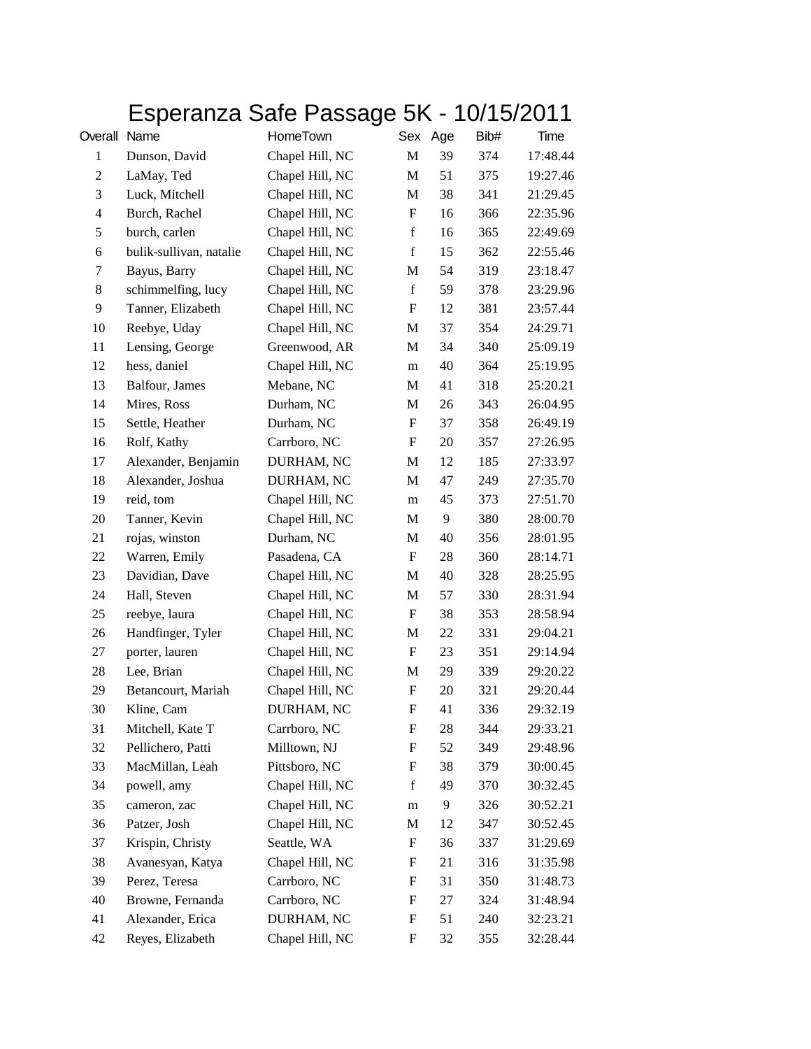# Esperanza Safe Passage 5K - 10/15/2011

| Overall | Name | HomeTown | Sex | Age | Bib# | Time |
|---|---|---|---|---|---|---|
| 1 | Dunson, David | Chapel Hill, NC | M | 39 | 374 | 17:48.44 |
| 2 | LaMay, Ted | Chapel Hill, NC | M | 51 | 375 | 19:27.46 |
| 3 | Luck, Mitchell | Chapel Hill, NC | M | 38 | 341 | 21:29.45 |
| 4 | Burch, Rachel | Chapel Hill, NC | F | 16 | 366 | 22:35.96 |
| 5 | burch, carlen | Chapel Hill, NC | f | 16 | 365 | 22:49.69 |
| 6 | bulik-sullivan, natalie | Chapel Hill, NC | f | 15 | 362 | 22:55.46 |
| 7 | Bayus, Barry | Chapel Hill, NC | M | 54 | 319 | 23:18.47 |
| 8 | schimmelfing, lucy | Chapel Hill, NC | f | 59 | 378 | 23:29.96 |
| 9 | Tanner, Elizabeth | Chapel Hill, NC | F | 12 | 381 | 23:57.44 |
| 10 | Reebye, Uday | Chapel Hill, NC | M | 37 | 354 | 24:29.71 |
| 11 | Lensing, George | Greenwood, AR | M | 34 | 340 | 25:09.19 |
| 12 | hess, daniel | Chapel Hill, NC | m | 40 | 364 | 25:19.95 |
| 13 | Balfour, James | Mebane, NC | M | 41 | 318 | 25:20.21 |
| 14 | Mires, Ross | Durham, NC | M | 26 | 343 | 26:04.95 |
| 15 | Settle, Heather | Durham, NC | F | 37 | 358 | 26:49.19 |
| 16 | Rolf, Kathy | Carrboro, NC | F | 20 | 357 | 27:26.95 |
| 17 | Alexander, Benjamin | DURHAM, NC | M | 12 | 185 | 27:33.97 |
| 18 | Alexander, Joshua | DURHAM, NC | M | 47 | 249 | 27:35.70 |
| 19 | reid, tom | Chapel Hill, NC | m | 45 | 373 | 27:51.70 |
| 20 | Tanner, Kevin | Chapel Hill, NC | M | 9 | 380 | 28:00.70 |
| 21 | rojas, winston | Durham, NC | M | 40 | 356 | 28:01.95 |
| 22 | Warren, Emily | Pasadena, CA | F | 28 | 360 | 28:14.71 |
| 23 | Davidian, Dave | Chapel Hill, NC | M | 40 | 328 | 28:25.95 |
| 24 | Hall, Steven | Chapel Hill, NC | M | 57 | 330 | 28:31.94 |
| 25 | reebye, laura | Chapel Hill, NC | F | 38 | 353 | 28:58.94 |
| 26 | Handfinger, Tyler | Chapel Hill, NC | M | 22 | 331 | 29:04.21 |
| 27 | porter, lauren | Chapel Hill, NC | F | 23 | 351 | 29:14.94 |
| 28 | Lee, Brian | Chapel Hill, NC | M | 29 | 339 | 29:20.22 |
| 29 | Betancourt, Mariah | Chapel Hill, NC | F | 20 | 321 | 29:20.44 |
| 30 | Kline, Cam | DURHAM, NC | F | 41 | 336 | 29:32.19 |
| 31 | Mitchell, Kate T | Carrboro, NC | F | 28 | 344 | 29:33.21 |
| 32 | Pellichero, Patti | Milltown, NJ | F | 52 | 349 | 29:48.96 |
| 33 | MacMillan, Leah | Pittsboro, NC | F | 38 | 379 | 30:00.45 |
| 34 | powell, amy | Chapel Hill, NC | f | 49 | 370 | 30:32.45 |
| 35 | cameron, zac | Chapel Hill, NC | m | 9 | 326 | 30:52.21 |
| 36 | Patzer, Josh | Chapel Hill, NC | M | 12 | 347 | 30:52.45 |
| 37 | Krispin, Christy | Seattle, WA | F | 36 | 337 | 31:29.69 |
| 38 | Avanesyan, Katya | Chapel Hill, NC | F | 21 | 316 | 31:35.98 |
| 39 | Perez, Teresa | Carrboro, NC | F | 31 | 350 | 31:48.73 |
| 40 | Browne, Fernanda | Carrboro, NC | F | 27 | 324 | 31:48.94 |
| 41 | Alexander, Erica | DURHAM, NC | F | 51 | 240 | 32:23.21 |
| 42 | Reyes, Elizabeth | Chapel Hill, NC | F | 32 | 355 | 32:28.44 |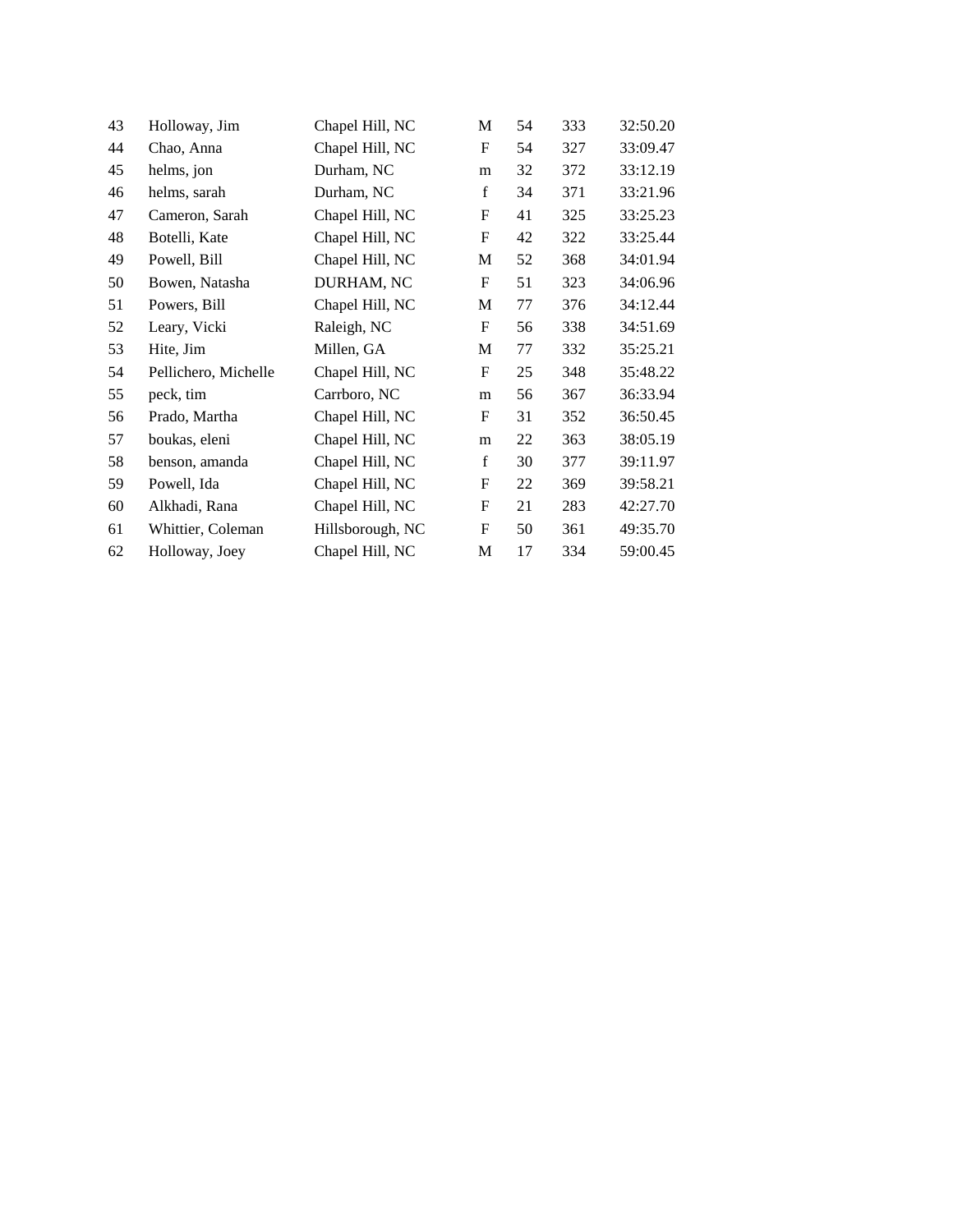| | | | | | | |
|---|---|---|---|---|---|---|
| 43 | Holloway, Jim | Chapel Hill, NC | M | 54 | 333 | 32:50.20 |
| 44 | Chao, Anna | Chapel Hill, NC | F | 54 | 327 | 33:09.47 |
| 45 | helms, jon | Durham, NC | m | 32 | 372 | 33:12.19 |
| 46 | helms, sarah | Durham, NC | f | 34 | 371 | 33:21.96 |
| 47 | Cameron, Sarah | Chapel Hill, NC | F | 41 | 325 | 33:25.23 |
| 48 | Botelli, Kate | Chapel Hill, NC | F | 42 | 322 | 33:25.44 |
| 49 | Powell, Bill | Chapel Hill, NC | M | 52 | 368 | 34:01.94 |
| 50 | Bowen, Natasha | DURHAM, NC | F | 51 | 323 | 34:06.96 |
| 51 | Powers, Bill | Chapel Hill, NC | M | 77 | 376 | 34:12.44 |
| 52 | Leary, Vicki | Raleigh, NC | F | 56 | 338 | 34:51.69 |
| 53 | Hite, Jim | Millen, GA | M | 77 | 332 | 35:25.21 |
| 54 | Pellichero, Michelle | Chapel Hill, NC | F | 25 | 348 | 35:48.22 |
| 55 | peck, tim | Carrboro, NC | m | 56 | 367 | 36:33.94 |
| 56 | Prado, Martha | Chapel Hill, NC | F | 31 | 352 | 36:50.45 |
| 57 | boukas, eleni | Chapel Hill, NC | m | 22 | 363 | 38:05.19 |
| 58 | benson, amanda | Chapel Hill, NC | f | 30 | 377 | 39:11.97 |
| 59 | Powell, Ida | Chapel Hill, NC | F | 22 | 369 | 39:58.21 |
| 60 | Alkhadi, Rana | Chapel Hill, NC | F | 21 | 283 | 42:27.70 |
| 61 | Whittier, Coleman | Hillsborough, NC | F | 50 | 361 | 49:35.70 |
| 62 | Holloway, Joey | Chapel Hill, NC | M | 17 | 334 | 59:00.45 |